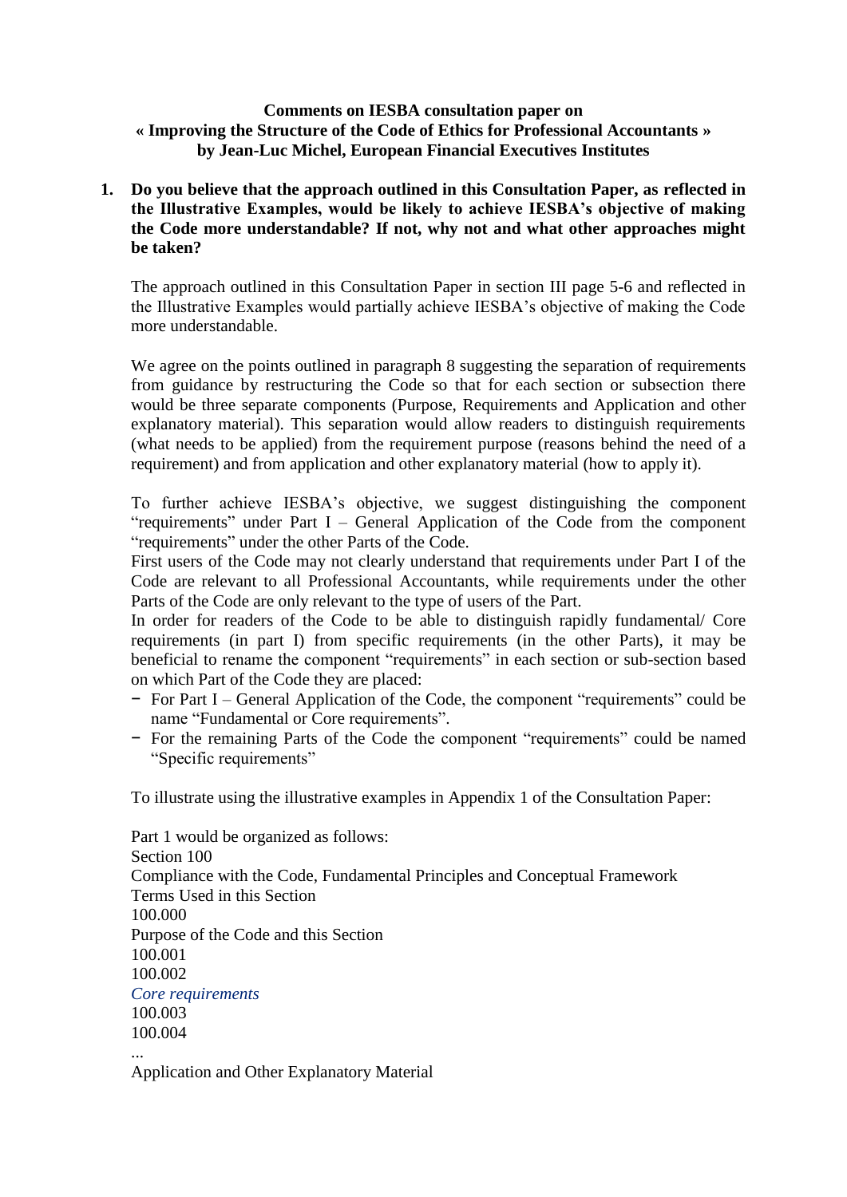**Comments on IESBA consultation paper on**
**« Improving the Structure of the Code of Ethics for Professional Accountants »**
**by Jean-Luc Michel, European Financial Executives Institutes**

**1. Do you believe that the approach outlined in this Consultation Paper, as reflected in the Illustrative Examples, would be likely to achieve IESBA's objective of making the Code more understandable? If not, why not and what other approaches might be taken?**

The approach outlined in this Consultation Paper in section III page 5-6 and reflected in the Illustrative Examples would partially achieve IESBA's objective of making the Code more understandable.

We agree on the points outlined in paragraph 8 suggesting the separation of requirements from guidance by restructuring the Code so that for each section or subsection there would be three separate components (Purpose, Requirements and Application and other explanatory material). This separation would allow readers to distinguish requirements (what needs to be applied) from the requirement purpose (reasons behind the need of a requirement) and from application and other explanatory material (how to apply it).

To further achieve IESBA's objective, we suggest distinguishing the component "requirements" under Part I – General Application of the Code from the component "requirements" under the other Parts of the Code.
First users of the Code may not clearly understand that requirements under Part I of the Code are relevant to all Professional Accountants, while requirements under the other Parts of the Code are only relevant to the type of users of the Part.
In order for readers of the Code to be able to distinguish rapidly fundamental/ Core requirements (in part I) from specific requirements (in the other Parts), it may be beneficial to rename the component "requirements" in each section or sub-section based on which Part of the Code they are placed:

- For Part I – General Application of the Code, the component "requirements" could be name "Fundamental or Core requirements".
- For the remaining Parts of the Code the component "requirements" could be named "Specific requirements"

To illustrate using the illustrative examples in Appendix 1 of the Consultation Paper:

Part 1 would be organized as follows:
Section 100
Compliance with the Code, Fundamental Principles and Conceptual Framework
Terms Used in this Section
100.000
Purpose of the Code and this Section
100.001
100.002
*Core requirements*
100.003
100.004
...
Application and Other Explanatory Material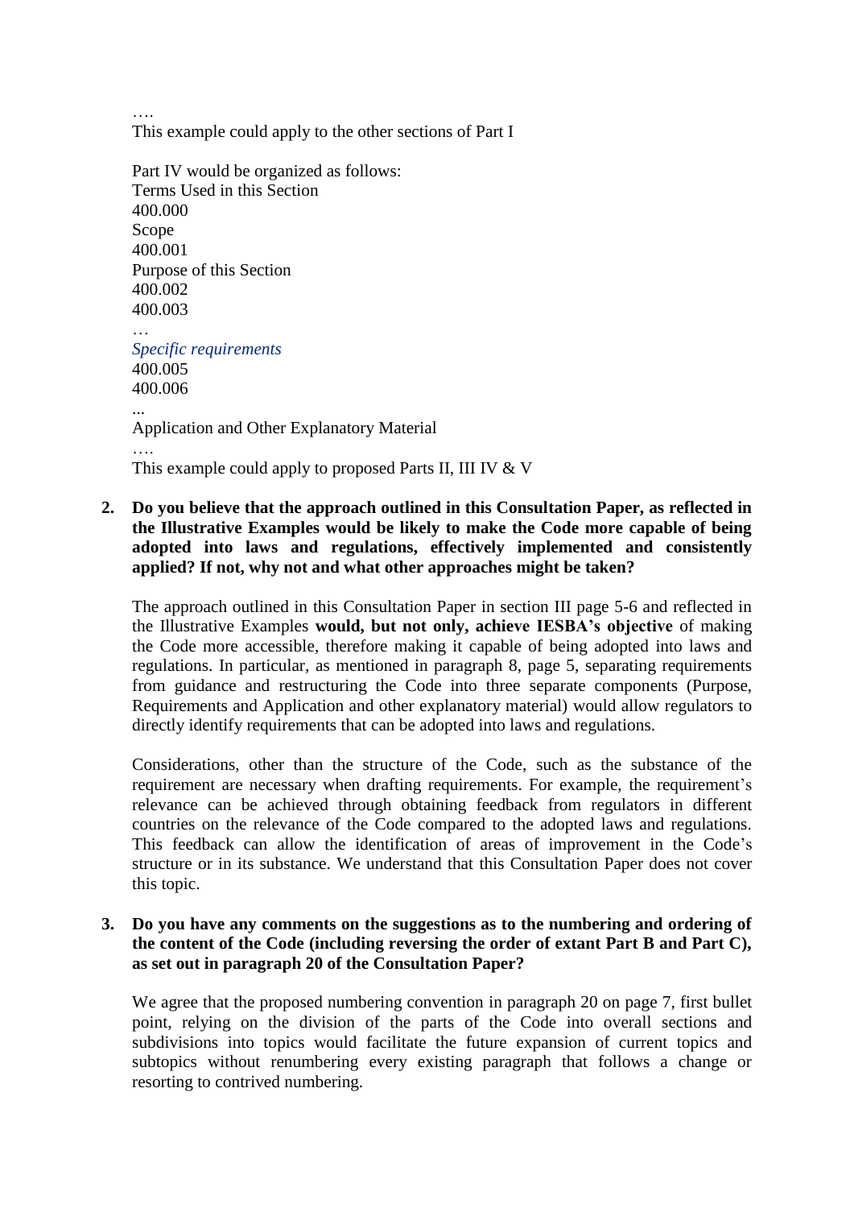….
This example could apply to the other sections of Part I

Part IV would be organized as follows:
Terms Used in this Section
400.000
Scope
400.001
Purpose of this Section
400.002
400.003
…
*Specific requirements*
400.005
400.006
...
Application and Other Explanatory Material
….
This example could apply to proposed Parts II, III IV & V

**2. Do you believe that the approach outlined in this Consultation Paper, as reflected in the Illustrative Examples would be likely to make the Code more capable of being adopted into laws and regulations, effectively implemented and consistently applied? If not, why not and what other approaches might be taken?**

The approach outlined in this Consultation Paper in section III page 5-6 and reflected in the Illustrative Examples **would, but not only, achieve IESBA's objective** of making the Code more accessible, therefore making it capable of being adopted into laws and regulations. In particular, as mentioned in paragraph 8, page 5, separating requirements from guidance and restructuring the Code into three separate components (Purpose, Requirements and Application and other explanatory material) would allow regulators to directly identify requirements that can be adopted into laws and regulations.

Considerations, other than the structure of the Code, such as the substance of the requirement are necessary when drafting requirements. For example, the requirement's relevance can be achieved through obtaining feedback from regulators in different countries on the relevance of the Code compared to the adopted laws and regulations. This feedback can allow the identification of areas of improvement in the Code's structure or in its substance. We understand that this Consultation Paper does not cover this topic.

**3. Do you have any comments on the suggestions as to the numbering and ordering of the content of the Code (including reversing the order of extant Part B and Part C), as set out in paragraph 20 of the Consultation Paper?**

We agree that the proposed numbering convention in paragraph 20 on page 7, first bullet point, relying on the division of the parts of the Code into overall sections and subdivisions into topics would facilitate the future expansion of current topics and subtopics without renumbering every existing paragraph that follows a change or resorting to contrived numbering.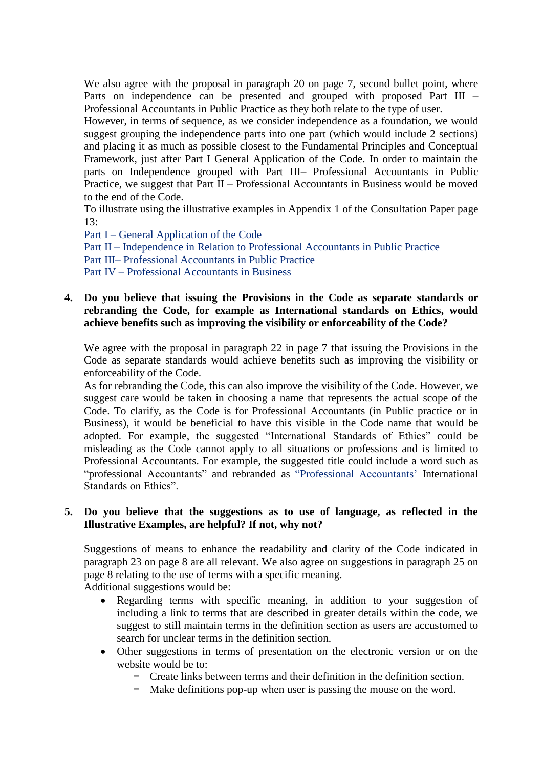We also agree with the proposal in paragraph 20 on page 7, second bullet point, where Parts on independence can be presented and grouped with proposed Part III – Professional Accountants in Public Practice as they both relate to the type of user.

However, in terms of sequence, as we consider independence as a foundation, we would suggest grouping the independence parts into one part (which would include 2 sections) and placing it as much as possible closest to the Fundamental Principles and Conceptual Framework, just after Part I General Application of the Code. In order to maintain the parts on Independence grouped with Part III– Professional Accountants in Public Practice, we suggest that Part II – Professional Accountants in Business would be moved to the end of the Code.

To illustrate using the illustrative examples in Appendix 1 of the Consultation Paper page 13:

Part I – General Application of the Code
Part II – Independence in Relation to Professional Accountants in Public Practice
Part III– Professional Accountants in Public Practice
Part IV – Professional Accountants in Business

4. **Do you believe that issuing the Provisions in the Code as separate standards or rebranding the Code, for example as International standards on Ethics, would achieve benefits such as improving the visibility or enforceability of the Code?**

We agree with the proposal in paragraph 22 in page 7 that issuing the Provisions in the Code as separate standards would achieve benefits such as improving the visibility or enforceability of the Code.

As for rebranding the Code, this can also improve the visibility of the Code. However, we suggest care would be taken in choosing a name that represents the actual scope of the Code. To clarify, as the Code is for Professional Accountants (in Public practice or in Business), it would be beneficial to have this visible in the Code name that would be adopted. For example, the suggested "International Standards of Ethics" could be misleading as the Code cannot apply to all situations or professions and is limited to Professional Accountants. For example, the suggested title could include a word such as "professional Accountants" and rebranded as "Professional Accountants' International Standards on Ethics".

5. **Do you believe that the suggestions as to use of language, as reflected in the Illustrative Examples, are helpful? If not, why not?**

Suggestions of means to enhance the readability and clarity of the Code indicated in paragraph 23 on page 8 are all relevant. We also agree on suggestions in paragraph 25 on page 8 relating to the use of terms with a specific meaning.

Additional suggestions would be:

- Regarding terms with specific meaning, in addition to your suggestion of including a link to terms that are described in greater details within the code, we suggest to still maintain terms in the definition section as users are accustomed to search for unclear terms in the definition section.
- Other suggestions in terms of presentation on the electronic version or on the website would be to:
  - Create links between terms and their definition in the definition section.
  - Make definitions pop-up when user is passing the mouse on the word.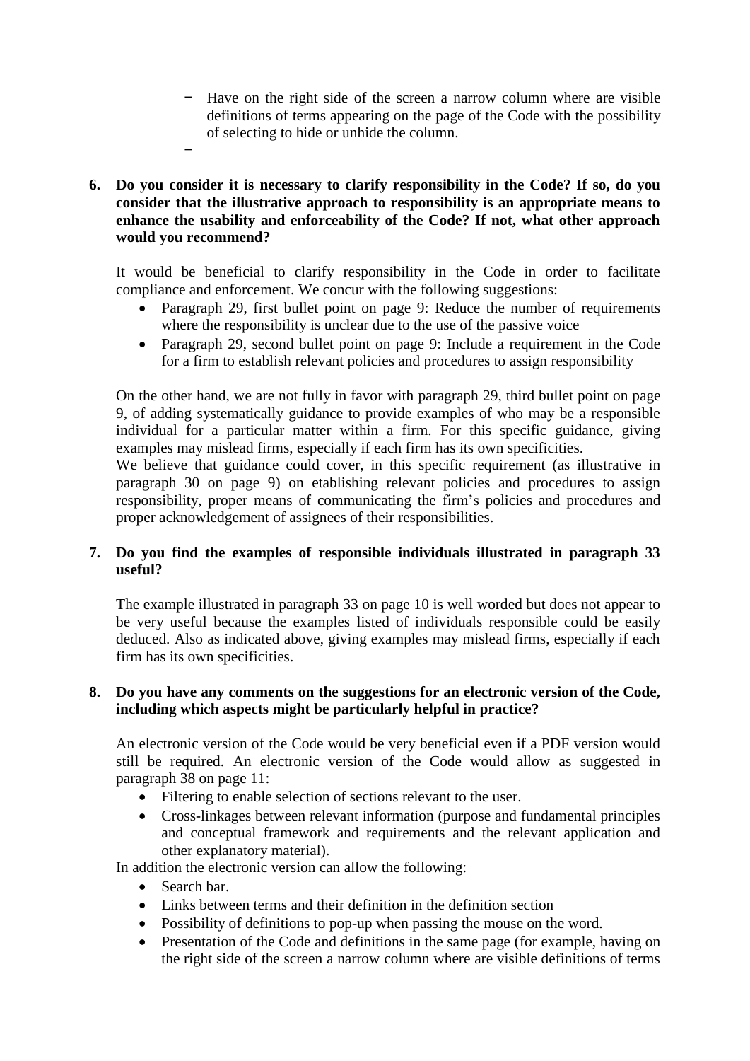- Have on the right side of the screen a narrow column where are visible definitions of terms appearing on the page of the Code with the possibility of selecting to hide or unhide the column.
- 

**6. Do you consider it is necessary to clarify responsibility in the Code? If so, do you consider that the illustrative approach to responsibility is an appropriate means to enhance the usability and enforceability of the Code? If not, what other approach would you recommend?**

It would be beneficial to clarify responsibility in the Code in order to facilitate compliance and enforcement. We concur with the following suggestions:

- Paragraph 29, first bullet point on page 9: Reduce the number of requirements where the responsibility is unclear due to the use of the passive voice
- Paragraph 29, second bullet point on page 9: Include a requirement in the Code for a firm to establish relevant policies and procedures to assign responsibility

On the other hand, we are not fully in favor with paragraph 29, third bullet point on page 9, of adding systematically guidance to provide examples of who may be a responsible individual for a particular matter within a firm. For this specific guidance, giving examples may mislead firms, especially if each firm has its own specificities.
We believe that guidance could cover, in this specific requirement (as illustrative in paragraph 30 on page 9) on etablishing relevant policies and procedures to assign responsibility, proper means of communicating the firm's policies and procedures and proper acknowledgement of assignees of their responsibilities.

**7. Do you find the examples of responsible individuals illustrated in paragraph 33 useful?**

The example illustrated in paragraph 33 on page 10 is well worded but does not appear to be very useful because the examples listed of individuals responsible could be easily deduced. Also as indicated above, giving examples may mislead firms, especially if each firm has its own specificities.

**8. Do you have any comments on the suggestions for an electronic version of the Code, including which aspects might be particularly helpful in practice?**

An electronic version of the Code would be very beneficial even if a PDF version would still be required. An electronic version of the Code would allow as suggested in paragraph 38 on page 11:

- Filtering to enable selection of sections relevant to the user.
- Cross-linkages between relevant information (purpose and fundamental principles and conceptual framework and requirements and the relevant application and other explanatory material).

In addition the electronic version can allow the following:

- Search bar.
- Links between terms and their definition in the definition section
- Possibility of definitions to pop-up when passing the mouse on the word.
- Presentation of the Code and definitions in the same page (for example, having on the right side of the screen a narrow column where are visible definitions of terms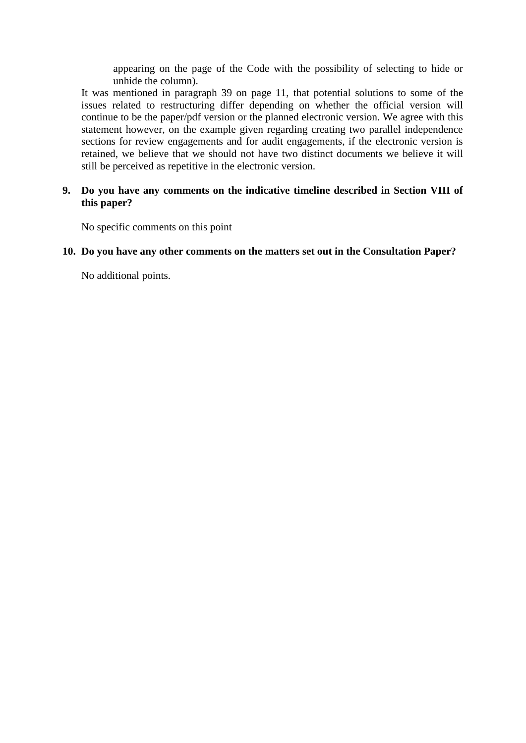appearing on the page of the Code with the possibility of selecting to hide or unhide the column).

It was mentioned in paragraph 39 on page 11, that potential solutions to some of the issues related to restructuring differ depending on whether the official version will continue to be the paper/pdf version or the planned electronic version. We agree with this statement however, on the example given regarding creating two parallel independence sections for review engagements and for audit engagements, if the electronic version is retained, we believe that we should not have two distinct documents we believe it will still be perceived as repetitive in the electronic version.

**9. Do you have any comments on the indicative timeline described in Section VIII of this paper?**

No specific comments on this point

**10. Do you have any other comments on the matters set out in the Consultation Paper?**

No additional points.